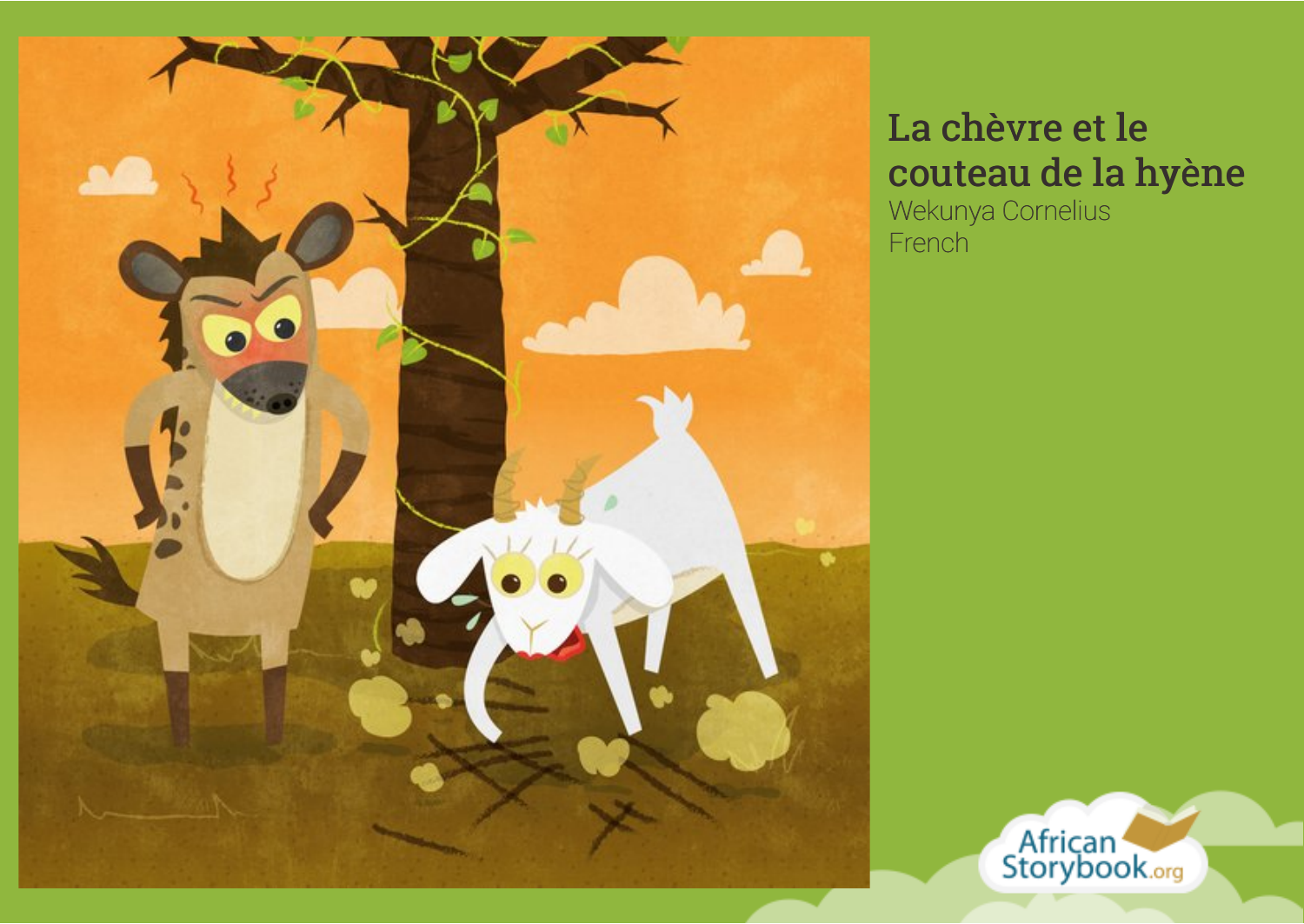# La chèvre et le couteau de la hyène

Wekunya Cornelius

French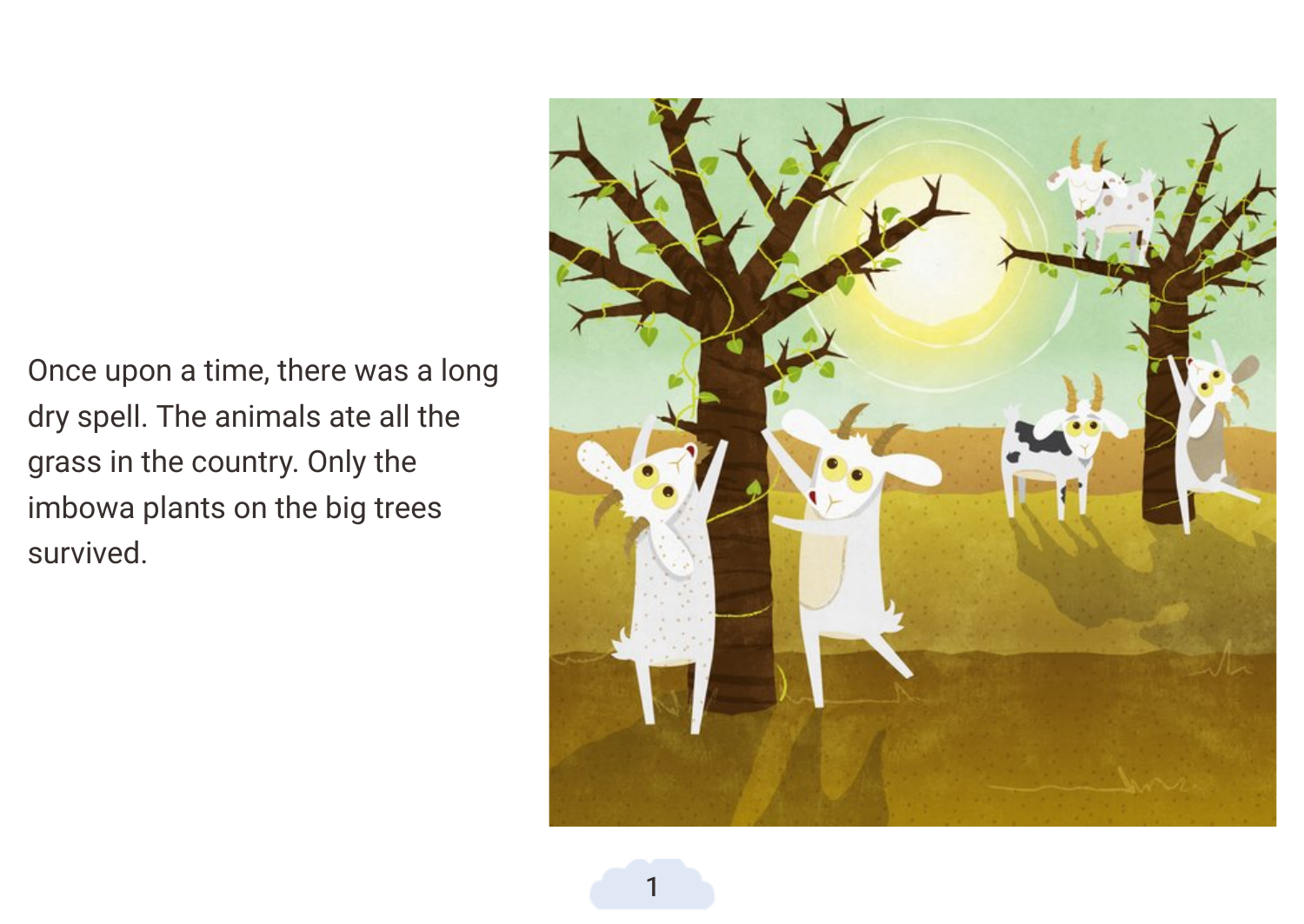Once upon a time, there was a long dry spell. The animals ate all the grass in the country. Only the imbowa plants on the big trees survived.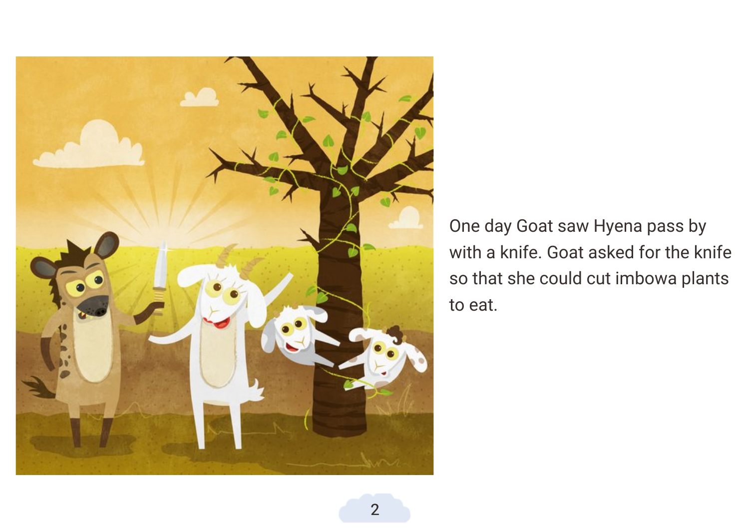One day Goat saw Hyena pass by with a knife. Goat asked for the knife so that she could cut imbowa plants to eat.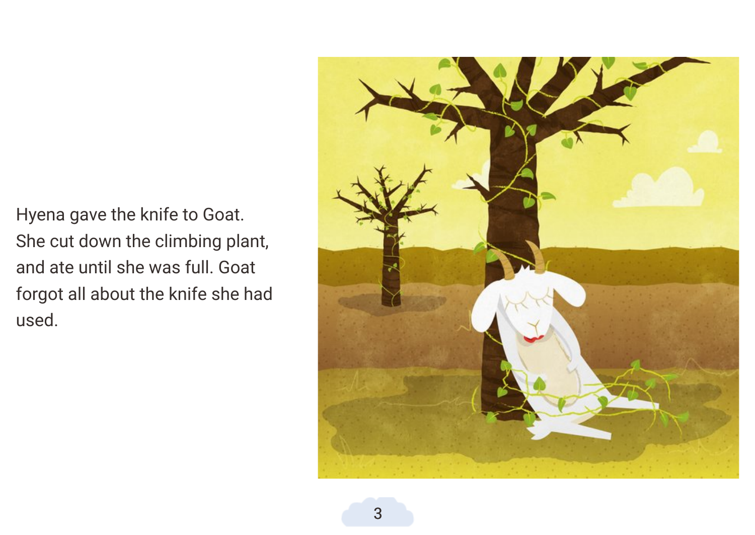Hyena gave the knife to Goat. She cut down the climbing plant, and ate until she was full. Goat forgot all about the knife she had used.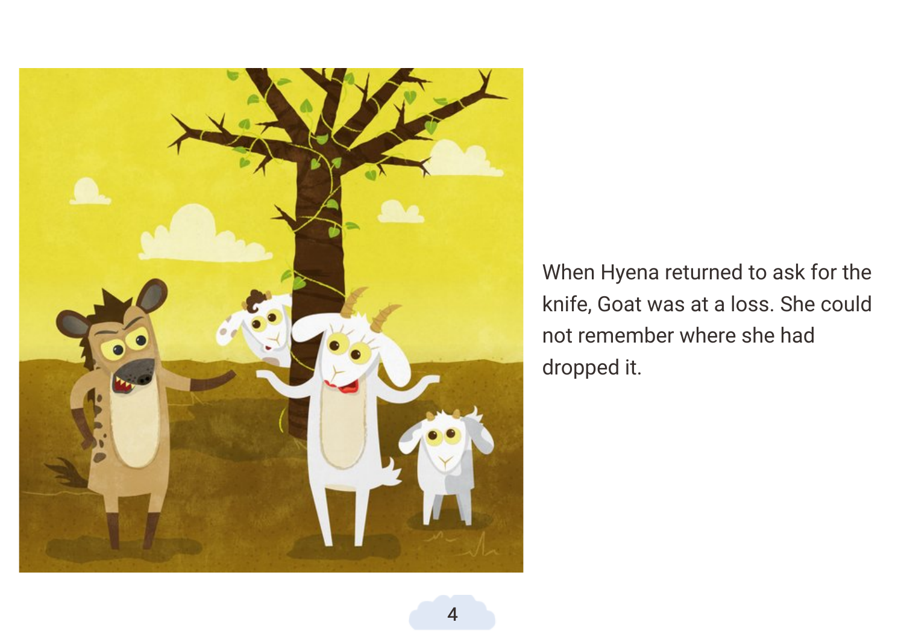When Hyena returned to ask for the knife, Goat was at a loss. She could not remember where she had dropped it.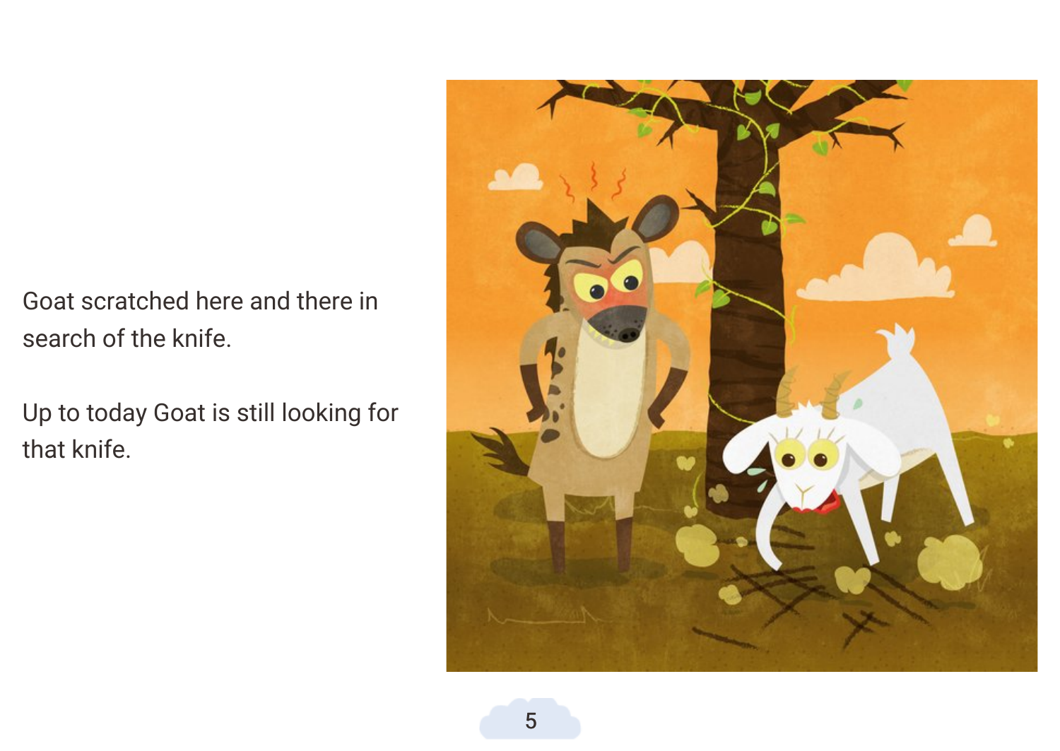Goat scratched here and there in search of the knife.

Up to today Goat is still looking for that knife.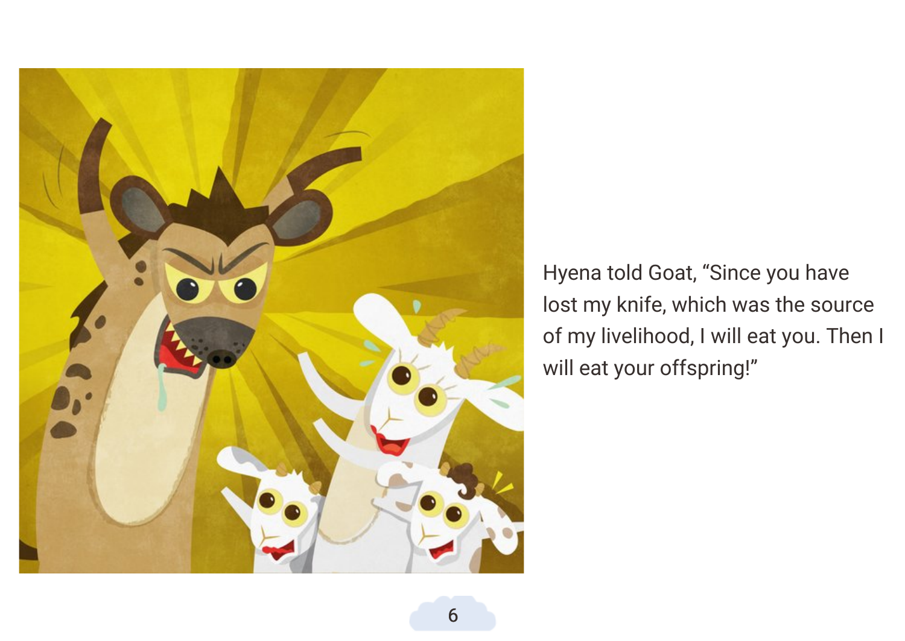Hyena told Goat, "Since you have lost my knife, which was the source of my livelihood, I will eat you. Then I will eat your offspring!"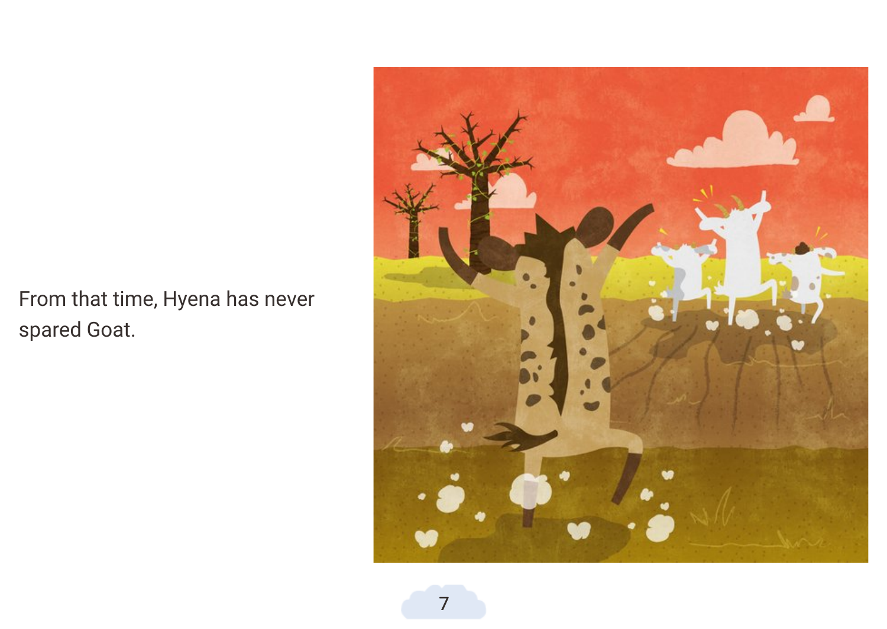From that time, Hyena has never spared Goat.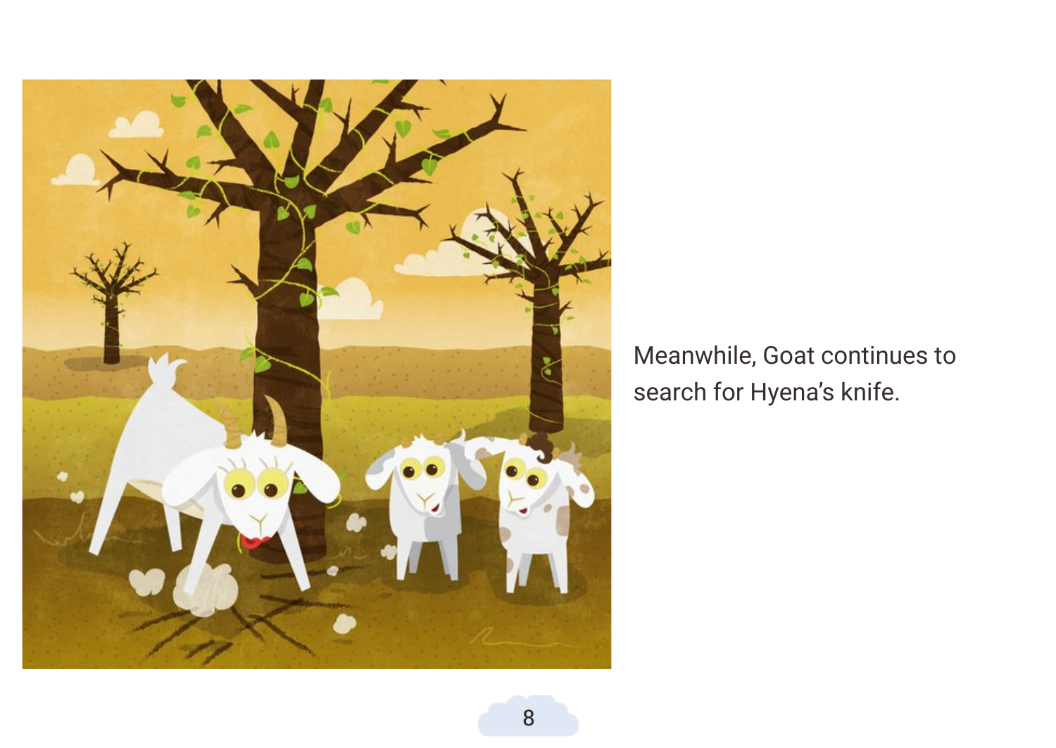Meanwhile, Goat continues to search for Hyena's knife.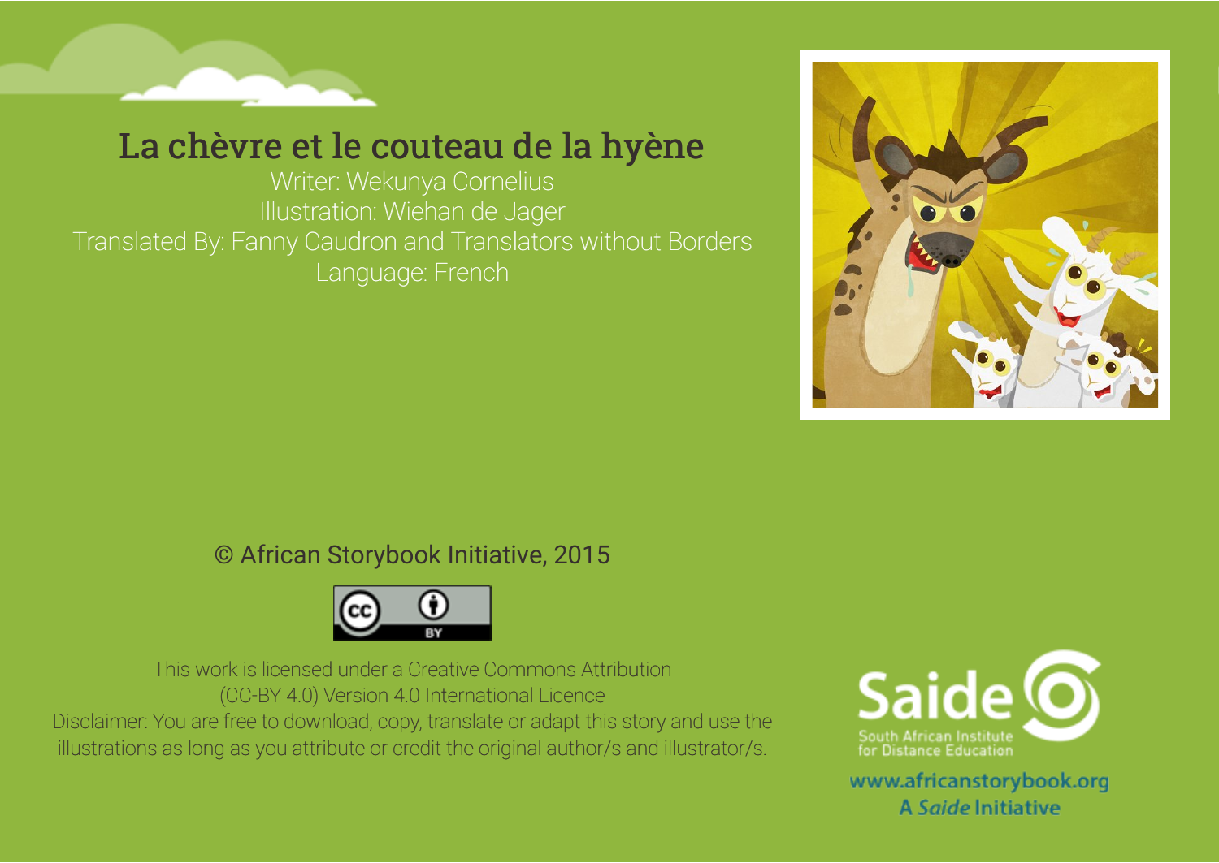# La chèvre et le couteau de la hyène

Writer: Wekunya Cornelius

Illustration: Wiehan de Jager

Translated By: Fanny Caudron and Translators without Borders

Language: French

© African Storybook Initiative, 2015

This work is licensed under a Creative Commons Attribution (CC-BY 4.0) Version 4.0 International Licence

Disclaimer: You are free to download, copy, translate or adapt this story and use the illustrations as long as you attribute or credit the original author/s and illustrator/s.

Saide

South African Institute for Distance Education

www.africanstorybook.org

A *Saide* Initiative